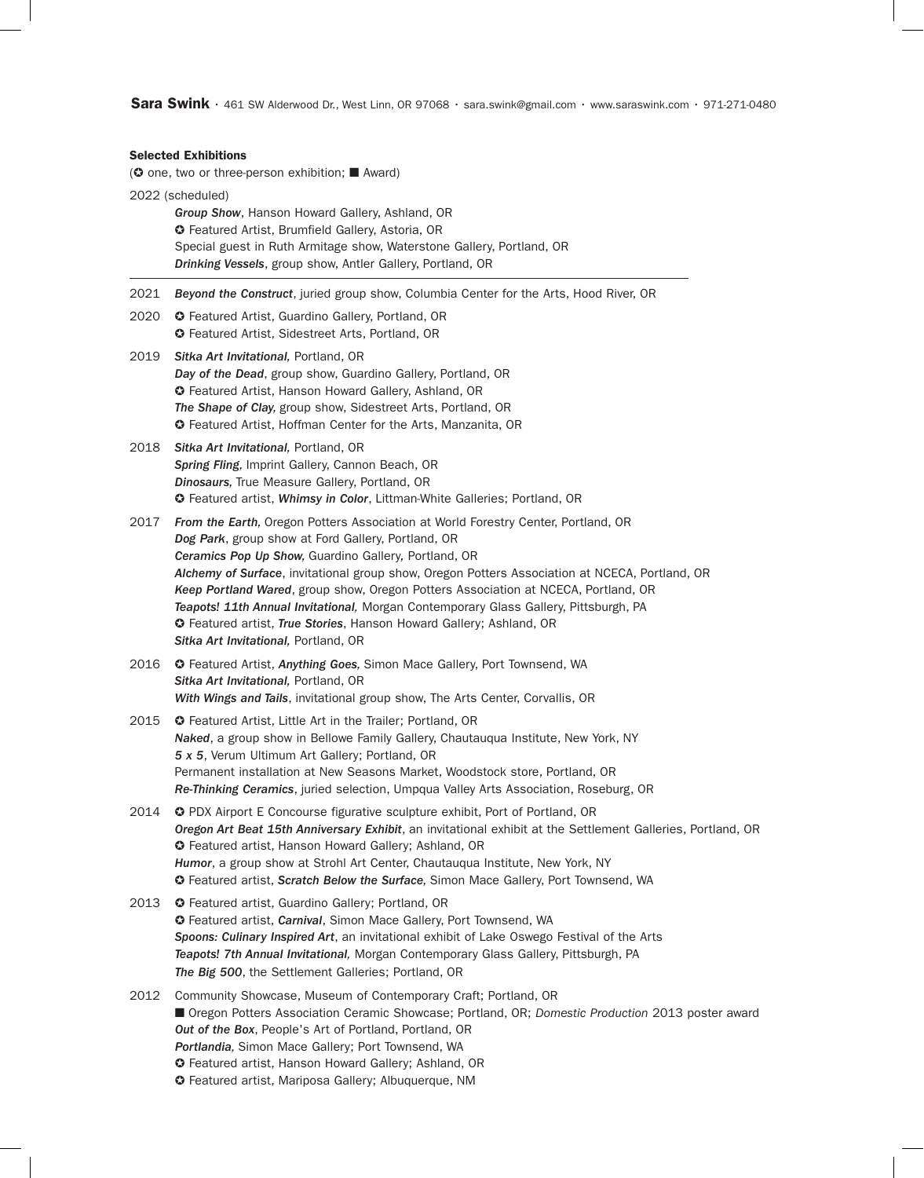**Sara Swink** · 461 SW Alderwood Dr., West Linn, OR 97068 · sara.swink@gmail.com · www.saraswink.com · 971-271-0480

### Selected Exhibitions

(✪ one, two or three-person exhibition; ■ Award)

2022 (scheduled)

- ***Group Show***, Hanson Howard Gallery, Ashland, OR
- ✪ Featured Artist, Brumfield Gallery, Astoria, OR
- Special guest in Ruth Armitage show, Waterstone Gallery, Portland, OR
- ***Drinking Vessels***, group show, Antler Gallery, Portland, OR

---

**2021**

- ***Beyond the Construct***, juried group show, Columbia Center for the Arts, Hood River, OR

**2020**

- ✪ Featured Artist, Guardino Gallery, Portland, OR
- ✪ Featured Artist, Sidestreet Arts, Portland, OR

**2019**

- ***Sitka Art Invitational,*** Portland, OR
- ***Day of the Dead***, group show, Guardino Gallery, Portland, OR
- ✪ Featured Artist, Hanson Howard Gallery, Ashland, OR
- ***The Shape of Clay,*** group show, Sidestreet Arts, Portland, OR
- ✪ Featured Artist, Hoffman Center for the Arts, Manzanita, OR

**2018**

- ***Sitka Art Invitational,*** Portland, OR
- ***Spring Fling,*** Imprint Gallery, Cannon Beach, OR
- ***Dinosaurs,*** True Measure Gallery, Portland, OR
- ✪ Featured artist, ***Whimsy in Color***, Littman-White Galleries; Portland, OR

**2017**

- ***From the Earth,*** Oregon Potters Association at World Forestry Center, Portland, OR
- ***Dog Park***, group show at Ford Gallery, Portland, OR
- ***Ceramics Pop Up Show,*** Guardino Gallery, Portland, OR
- ***Alchemy of Surface***, invitational group show, Oregon Potters Association at NCECA, Portland, OR
- ***Keep Portland Wared***, group show, Oregon Potters Association at NCECA, Portland, OR
- ***Teapots! 11th Annual Invitational,*** Morgan Contemporary Glass Gallery, Pittsburgh, PA
- ✪ Featured artist, ***True Stories***, Hanson Howard Gallery; Ashland, OR
- ***Sitka Art Invitational,*** Portland, OR

**2016**

- ✪ Featured Artist, ***Anything Goes,*** Simon Mace Gallery, Port Townsend, WA
- ***Sitka Art Invitational,*** Portland, OR
- ***With Wings and Tails***, invitational group show, The Arts Center, Corvallis, OR

**2015**

- ✪ Featured Artist, Little Art in the Trailer; Portland, OR
- ***Naked***, a group show in Bellowe Family Gallery, Chautauqua Institute, New York, NY
- ***5 x 5***, Verum Ultimum Art Gallery; Portland, OR
- Permanent installation at New Seasons Market, Woodstock store, Portland, OR
- ***Re-Thinking Ceramics***, juried selection, Umpqua Valley Arts Association, Roseburg, OR

**2014**

- ✪ PDX Airport E Concourse figurative sculpture exhibit, Port of Portland, OR
- ***Oregon Art Beat 15th Anniversary Exhibit***, an invitational exhibit at the Settlement Galleries, Portland, OR
- ✪ Featured artist, Hanson Howard Gallery; Ashland, OR
- ***Humor***, a group show at Strohl Art Center, Chautauqua Institute, New York, NY
- ✪ Featured artist, ***Scratch Below the Surface,*** Simon Mace Gallery, Port Townsend, WA

**2013**

- ✪ Featured artist, Guardino Gallery; Portland, OR
- ✪ Featured artist, ***Carnival***, Simon Mace Gallery, Port Townsend, WA
- ***Spoons: Culinary Inspired Art***, an invitational exhibit of Lake Oswego Festival of the Arts
- ***Teapots! 7th Annual Invitational,*** Morgan Contemporary Glass Gallery, Pittsburgh, PA
- ***The Big 500***, the Settlement Galleries; Portland, OR

**2012**

- Community Showcase, Museum of Contemporary Craft; Portland, OR
- ■ Oregon Potters Association Ceramic Showcase; Portland, OR; *Domestic Production* 2013 poster award
- ***Out of the Box***, People's Art of Portland, Portland, OR
- ***Portlandia,*** Simon Mace Gallery; Port Townsend, WA
- ✪ Featured artist, Hanson Howard Gallery; Ashland, OR
- ✪ Featured artist, Mariposa Gallery; Albuquerque, NM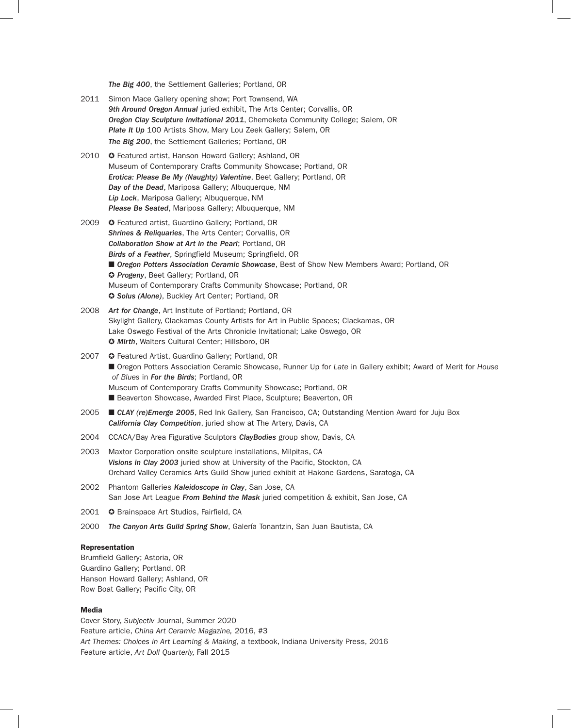***The Big 400***, the Settlement Galleries; Portland, OR

2011 Simon Mace Gallery opening show; Port Townsend, WA
***9th Around Oregon Annual*** juried exhibit, The Arts Center; Corvallis, OR
***Oregon Clay Sculpture Invitational 2011***, Chemeketa Community College; Salem, OR
***Plate It Up*** 100 Artists Show, Mary Lou Zeek Gallery; Salem, OR
***The Big 200***, the Settlement Galleries; Portland, OR

2010 ✪ Featured artist, Hanson Howard Gallery; Ashland, OR
Museum of Contemporary Crafts Community Showcase; Portland, OR
***Erotica: Please Be My (Naughty) Valentine***, Beet Gallery; Portland, OR
***Day of the Dead***, Mariposa Gallery; Albuquerque, NM
***Lip Lock***, Mariposa Gallery; Albuquerque, NM
***Please Be Seated***, Mariposa Gallery; Albuquerque, NM

2009 ✪ Featured artist, Guardino Gallery; Portland, OR
***Shrines & Reliquaries***, The Arts Center; Corvallis, OR
***Collaboration Show at Art in the Pearl***; Portland, OR
***Birds of a Feather***, Springfield Museum; Springfield, OR
■ ***Oregon Potters Association Ceramic Showcase***, Best of Show New Members Award; Portland, OR
✪ ***Progeny***, Beet Gallery; Portland, OR
Museum of Contemporary Crafts Community Showcase; Portland, OR
✪ ***Solus (Alone)***, Buckley Art Center; Portland, OR

2008 ***Art for Change***, Art Institute of Portland; Portland, OR
Skylight Gallery, Clackamas County Artists for Art in Public Spaces; Clackamas, OR
Lake Oswego Festival of the Arts Chronicle Invitational; Lake Oswego, OR
✪ ***Mirth***, Walters Cultural Center; Hillsboro, OR

2007 ✪ Featured Artist, Guardino Gallery; Portland, OR
■ Oregon Potters Association Ceramic Showcase, Runner Up for *Late* in Gallery exhibit; Award of Merit for *House of Blues* in ***For the Birds***; Portland, OR
Museum of Contemporary Crafts Community Showcase; Portland, OR
■ Beaverton Showcase, Awarded First Place, Sculpture; Beaverton, OR

2005 ■ ***CLAY (re)Emerge 2005***, Red Ink Gallery, San Francisco, CA; Outstanding Mention Award for Juju Box
***California Clay Competition***, juried show at The Artery, Davis, CA

2004 CCACA/Bay Area Figurative Sculptors ***ClayBodies*** group show, Davis, CA

2003 Maxtor Corporation onsite sculpture installations, Milpitas, CA
***Visions in Clay 2003*** juried show at University of the Pacific, Stockton, CA
Orchard Valley Ceramics Arts Guild Show juried exhibit at Hakone Gardens, Saratoga, CA

2002 Phantom Galleries ***Kaleidoscope in Clay***, San Jose, CA
San Jose Art League ***From Behind the Mask*** juried competition & exhibit, San Jose, CA

2001 ✪ Brainspace Art Studios, Fairfield, CA

2000 ***The Canyon Arts Guild Spring Show***, Galería Tonantzin, San Juan Bautista, CA

### Representation

Brumfield Gallery; Astoria, OR
Guardino Gallery; Portland, OR
Hanson Howard Gallery; Ashland, OR
Row Boat Gallery; Pacific City, OR

### Media

Cover Story, *Subjectiv* Journal, Summer 2020
Feature article, *China Art Ceramic Magazine,* 2016, #3
*Art Themes: Choices in Art Learning & Making*, a textbook, Indiana University Press, 2016
Feature article, *Art Doll Quarterly,* Fall 2015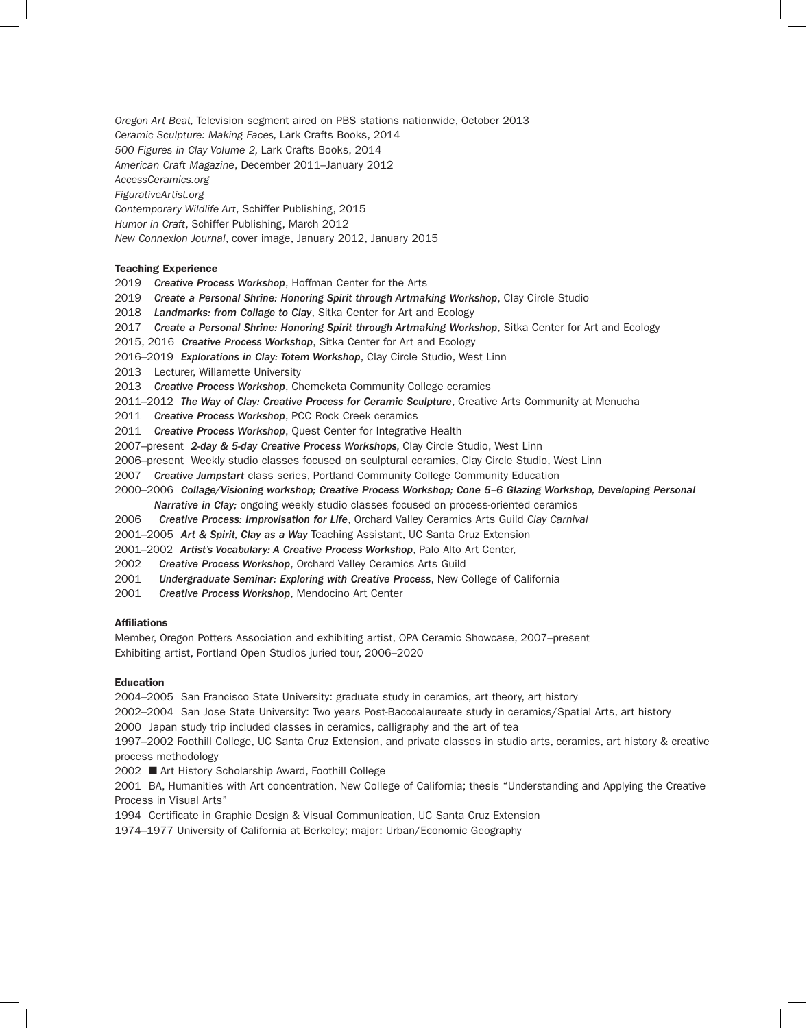*Oregon Art Beat,* Television segment aired on PBS stations nationwide, October 2013
*Ceramic Sculpture: Making Faces,* Lark Crafts Books, 2014
*500 Figures in Clay Volume 2,* Lark Crafts Books, 2014
*American Craft Magazine*, December 2011–January 2012
*AccessCeramics.org*
*FigurativeArtist.org*
*Contemporary Wildlife Art*, Schiffer Publishing, 2015
*Humor in Craft*, Schiffer Publishing, March 2012
*New Connexion Journal*, cover image, January 2012, January 2015

**Teaching Experience**

2019 ***Creative Process Workshop***, Hoffman Center for the Arts
2019 ***Create a Personal Shrine: Honoring Spirit through Artmaking Workshop***, Clay Circle Studio
2018 ***Landmarks: from Collage to Clay***, Sitka Center for Art and Ecology
2017 ***Create a Personal Shrine: Honoring Spirit through Artmaking Workshop***, Sitka Center for Art and Ecology
2015, 2016 ***Creative Process Workshop***, Sitka Center for Art and Ecology
2016–2019 ***Explorations in Clay: Totem Workshop***, Clay Circle Studio, West Linn
2013 Lecturer, Willamette University
2013 ***Creative Process Workshop***, Chemeketa Community College ceramics
2011–2012 ***The Way of Clay: Creative Process for Ceramic Sculpture***, Creative Arts Community at Menucha
2011 ***Creative Process Workshop***, PCC Rock Creek ceramics
2011 ***Creative Process Workshop***, Quest Center for Integrative Health
2007–present ***2-day & 5-day Creative Process Workshops,*** Clay Circle Studio, West Linn
2006–present Weekly studio classes focused on sculptural ceramics, Clay Circle Studio, West Linn
2007 ***Creative Jumpstart*** class series, Portland Community College Community Education
2000–2006 ***Collage/Visioning workshop; Creative Process Workshop; Cone 5–6 Glazing Workshop, Developing Personal Narrative in Clay;*** ongoing weekly studio classes focused on process-oriented ceramics
2006 ***Creative Process: Improvisation for Life***, Orchard Valley Ceramics Arts Guild *Clay Carnival*
2001–2005 ***Art & Spirit, Clay as a Way*** Teaching Assistant, UC Santa Cruz Extension
2001–2002 ***Artist's Vocabulary: A Creative Process Workshop***, Palo Alto Art Center,
2002 ***Creative Process Workshop***, Orchard Valley Ceramics Arts Guild
2001 ***Undergraduate Seminar: Exploring with Creative Process***, New College of California
2001 ***Creative Process Workshop***, Mendocino Art Center

**Affiliations**

Member, Oregon Potters Association and exhibiting artist, OPA Ceramic Showcase, 2007–present
Exhibiting artist, Portland Open Studios juried tour, 2006–2020

**Education**

2004–2005 San Francisco State University: graduate study in ceramics, art theory, art history
2002–2004 San Jose State University: Two years Post-Bacccalaureate study in ceramics/Spatial Arts, art history
2000 Japan study trip included classes in ceramics, calligraphy and the art of tea
1997–2002 Foothill College, UC Santa Cruz Extension, and private classes in studio arts, ceramics, art history & creative process methodology
2002 ■ Art History Scholarship Award, Foothill College
2001 BA, Humanities with Art concentration, New College of California; thesis "Understanding and Applying the Creative Process in Visual Arts"
1994 Certificate in Graphic Design & Visual Communication, UC Santa Cruz Extension
1974–1977 University of California at Berkeley; major: Urban/Economic Geography